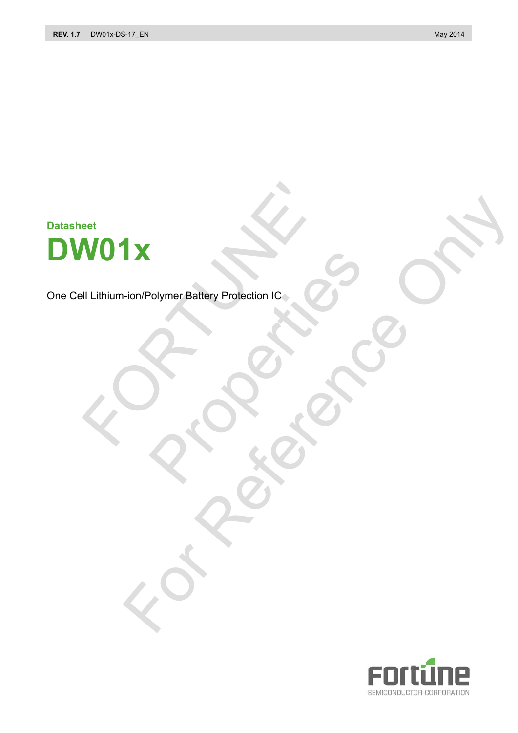Datasheet

# DW01x

One Cell Lithium-ion/Polymer Battery Protection IC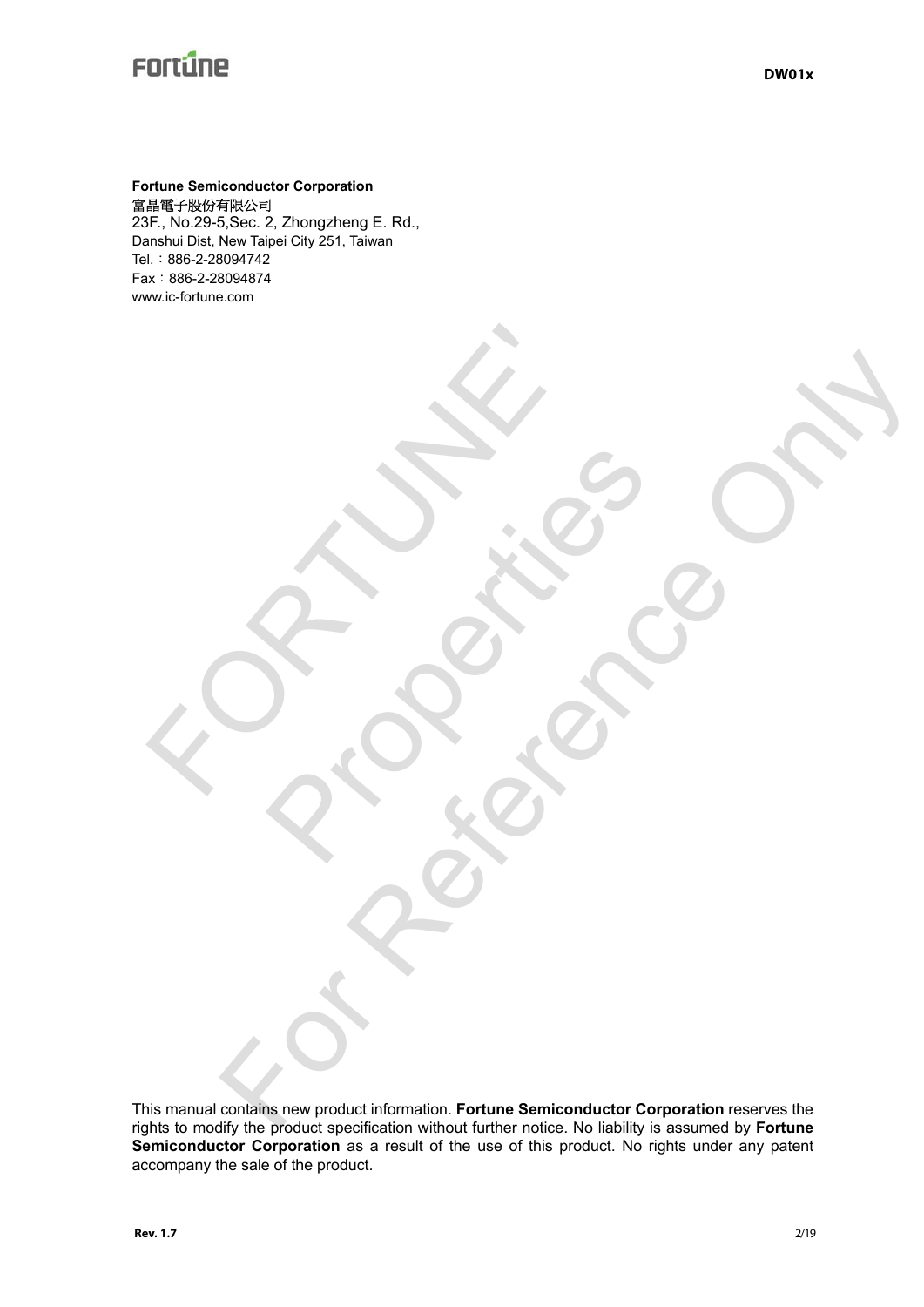**Fortune Semiconductor Corporation**
富晶電子股份有限公司
23F., No.29-5,Sec. 2, Zhongzheng E. Rd.,
Danshui Dist, New Taipei City 251, Taiwan
Tel.：886-2-28094742
Fax：886-2-28094874
www.ic-fortune.com

This manual contains new product information. **Fortune Semiconductor Corporation** reserves the rights to modify the product specification without further notice. No liability is assumed by **Fortune Semiconductor Corporation** as a result of the use of this product. No rights under any patent accompany the sale of the product.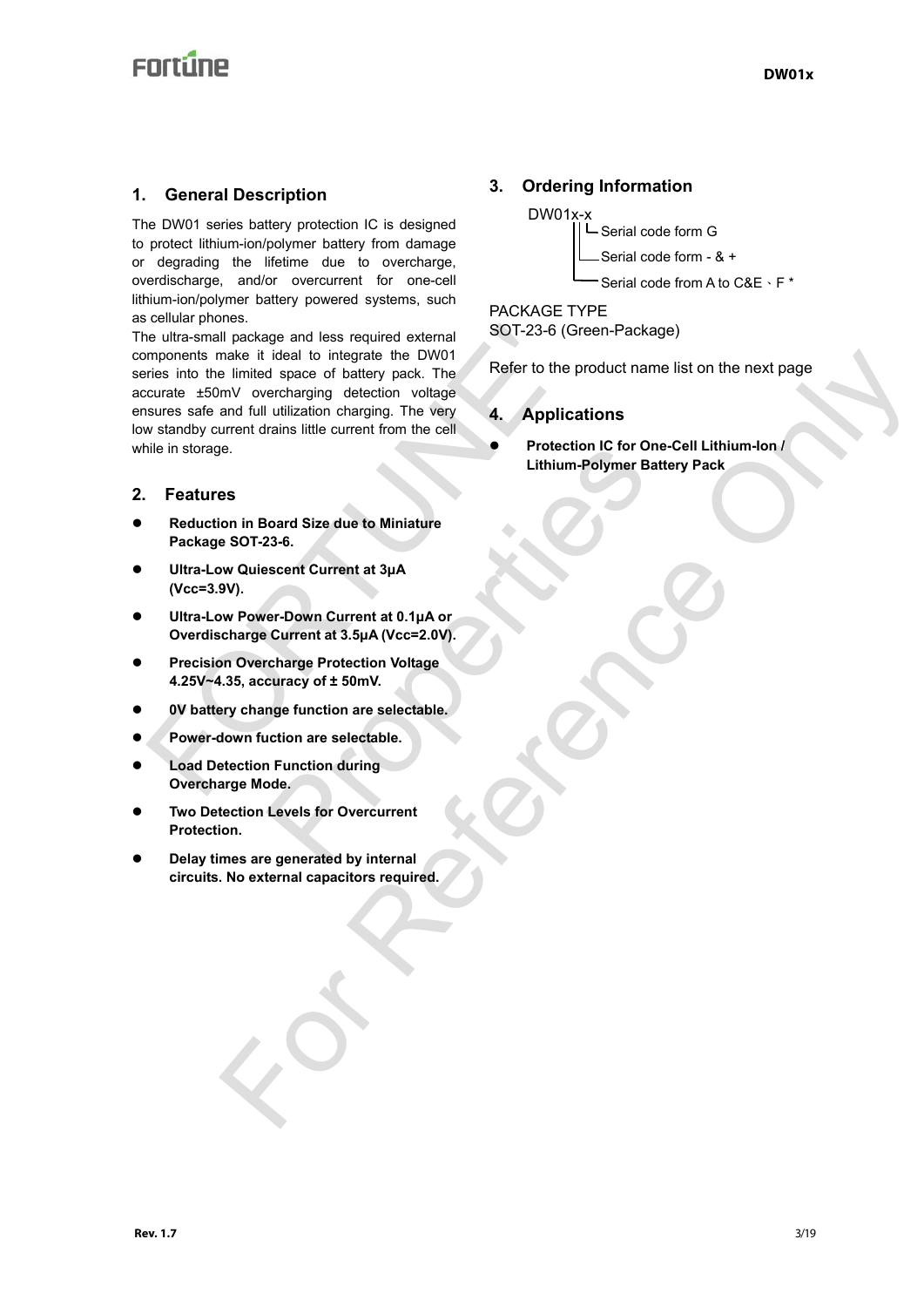## 1. General Description

The DW01 series battery protection IC is designed to protect lithium-ion/polymer battery from damage or degrading the lifetime due to overcharge, overdischarge, and/or overcurrent for one-cell lithium-ion/polymer battery powered systems, such as cellular phones.

The ultra-small package and less required external components make it ideal to integrate the DW01 series into the limited space of battery pack. The accurate ±50mV overcharging detection voltage ensures safe and full utilization charging. The very low standby current drains little current from the cell while in storage.

## 2. Features

- **Reduction in Board Size due to Miniature Package SOT-23-6.**
- **Ultra-Low Quiescent Current at 3μA (Vcc=3.9V).**
- **Ultra-Low Power-Down Current at 0.1μA or Overdischarge Current at 3.5μA (Vcc=2.0V).**
- **Precision Overcharge Protection Voltage 4.25V~4.35, accuracy of ± 50mV.**
- **0V battery change function are selectable.**
- **Power-down fuction are selectable.**
- **Load Detection Function during Overcharge Mode.**
- **Two Detection Levels for Overcurrent Protection.**
- **Delay times are generated by internal circuits. No external capacitors required.**

## 3. Ordering Information

```
DW01x-x
     ||└ Serial code form G
     |└── Serial code form - & +
     └─── Serial code from A to C&E、F *
```

PACKAGE TYPE
SOT-23-6 (Green-Package)

Refer to the product name list on the next page

## 4. Applications

- **Protection IC for One-Cell Lithium-Ion / Lithium-Polymer Battery Pack**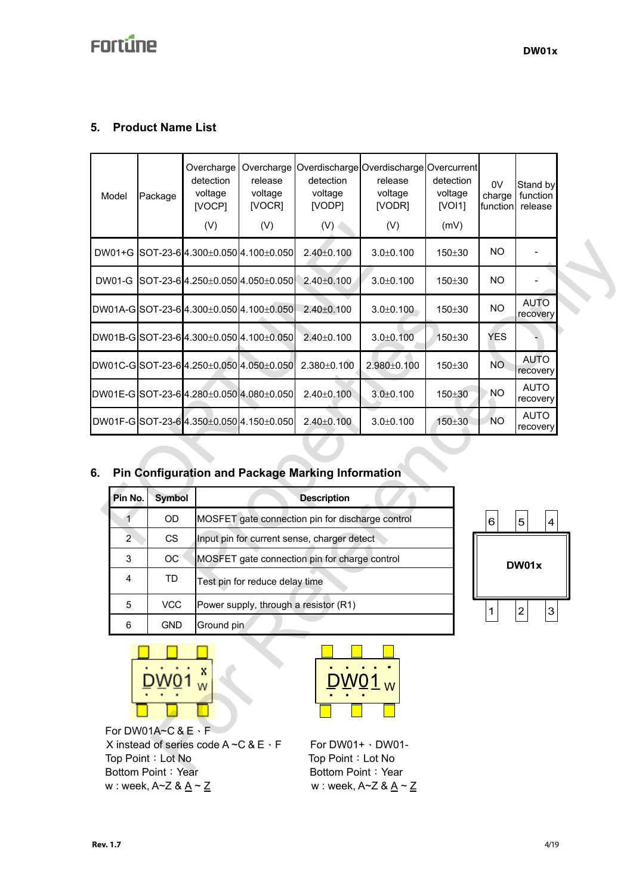## 5. Product Name List

| Model | Package | Overcharge detection voltage [VOCP] (V) | Overcharge release voltage [VOCR] (V) | Overdischarge detection voltage [VODP] (V) | Overdischarge release voltage [VODR] (V) | Overcurrent detection voltage [VOI1] (mV) | 0V charge function | Stand by function release |
|---|---|---|---|---|---|---|---|---|
| DW01+G | SOT-23-6 | 4.300±0.050 | 4.100±0.050 | 2.40±0.100 | 3.0±0.100 | 150±30 | NO | - |
| DW01-G | SOT-23-6 | 4.250±0.050 | 4.050±0.050 | 2.40±0.100 | 3.0±0.100 | 150±30 | NO | - |
| DW01A-G | SOT-23-6 | 4.300±0.050 | 4.100±0.050 | 2.40±0.100 | 3.0±0.100 | 150±30 | NO | AUTO recovery |
| DW01B-G | SOT-23-6 | 4.300±0.050 | 4.100±0.050 | 2.40±0.100 | 3.0±0.100 | 150±30 | YES | - |
| DW01C-G | SOT-23-6 | 4.250±0.050 | 4.050±0.050 | 2.380±0.100 | 2.980±0.100 | 150±30 | NO | AUTO recovery |
| DW01E-G | SOT-23-6 | 4.280±0.050 | 4.080±0.050 | 2.40±0.100 | 3.0±0.100 | 150±30 | NO | AUTO recovery |
| DW01F-G | SOT-23-6 | 4.350±0.050 | 4.150±0.050 | 2.40±0.100 | 3.0±0.100 | 150±30 | NO | AUTO recovery |

## 6. Pin Configuration and Package Marking Information

| Pin No. | Symbol | Description |
|---|---|---|
| 1 | OD | MOSFET gate connection pin for discharge control |
| 2 | CS | Input pin for current sense, charger detect |
| 3 | OC | MOSFET gate connection pin for charge control |
| 4 | TD | Test pin for reduce delay time |
| 5 | VCC | Power supply, through a resistor (R1) |
| 6 | GND | Ground pin |

6 5 4
DW01x
1 2 3

DW01 x w

For DW01A~C & E、F
X instead of series code A ~C & E、F
Top Point：Lot No
Bottom Point：Year
w : week, A~Z & A ~ Z

DW01 w

For DW01+、DW01-
Top Point：Lot No
Bottom Point：Year
w : week, A~Z & A ~ Z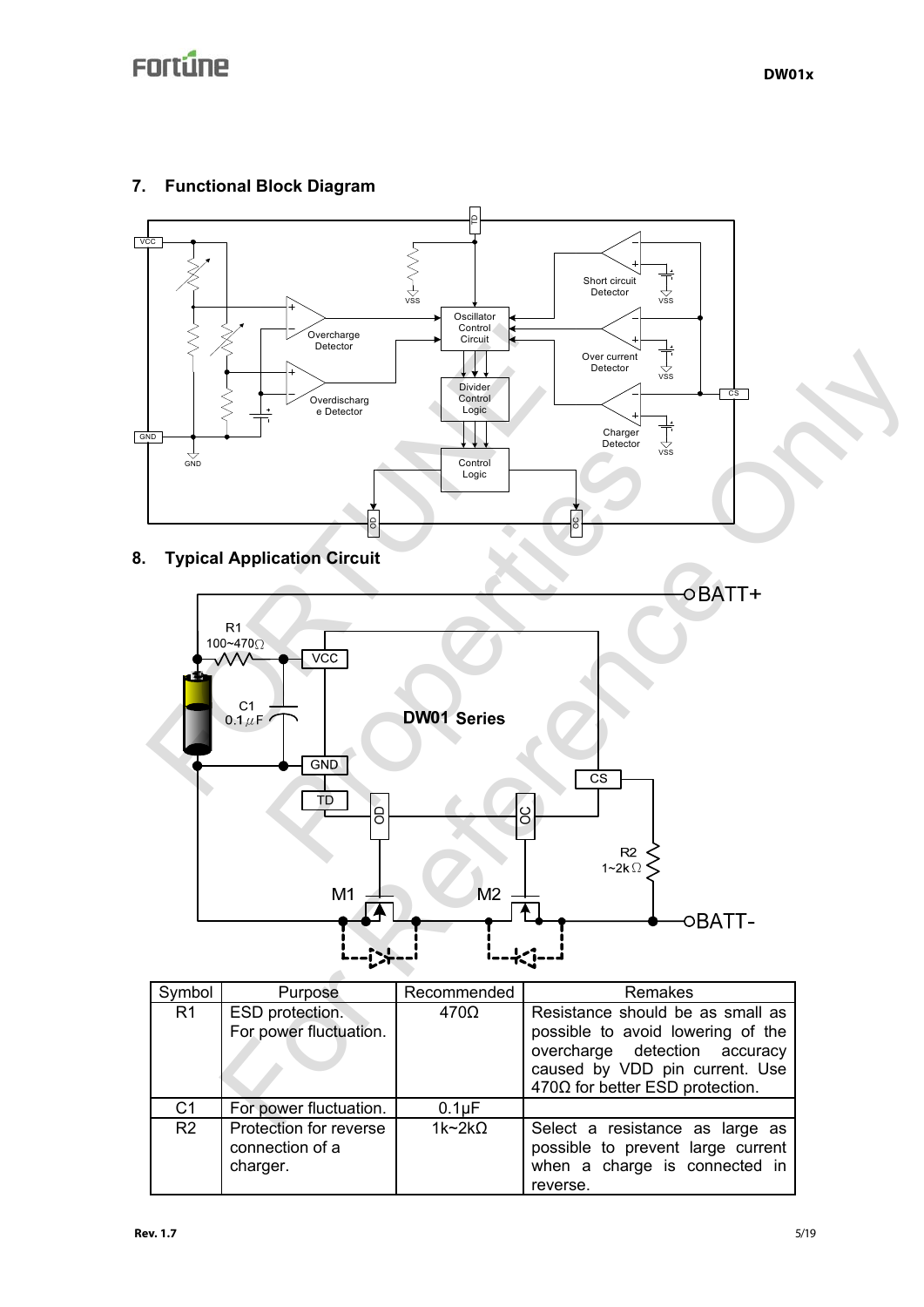## 7. Functional Block Diagram

## 8. Typical Application Circuit

| Symbol | Purpose | Recommended | Remakes |
|---|---|---|---|
| R1 | ESD protection. For power fluctuation. | 470Ω | Resistance should be as small as possible to avoid lowering of the overcharge detection accuracy caused by VDD pin current. Use 470Ω for better ESD protection. |
| C1 | For power fluctuation. | 0.1μF | |
| R2 | Protection for reverse connection of a charger. | 1k~2kΩ | Select a resistance as large as possible to prevent large current when a charge is connected in reverse. |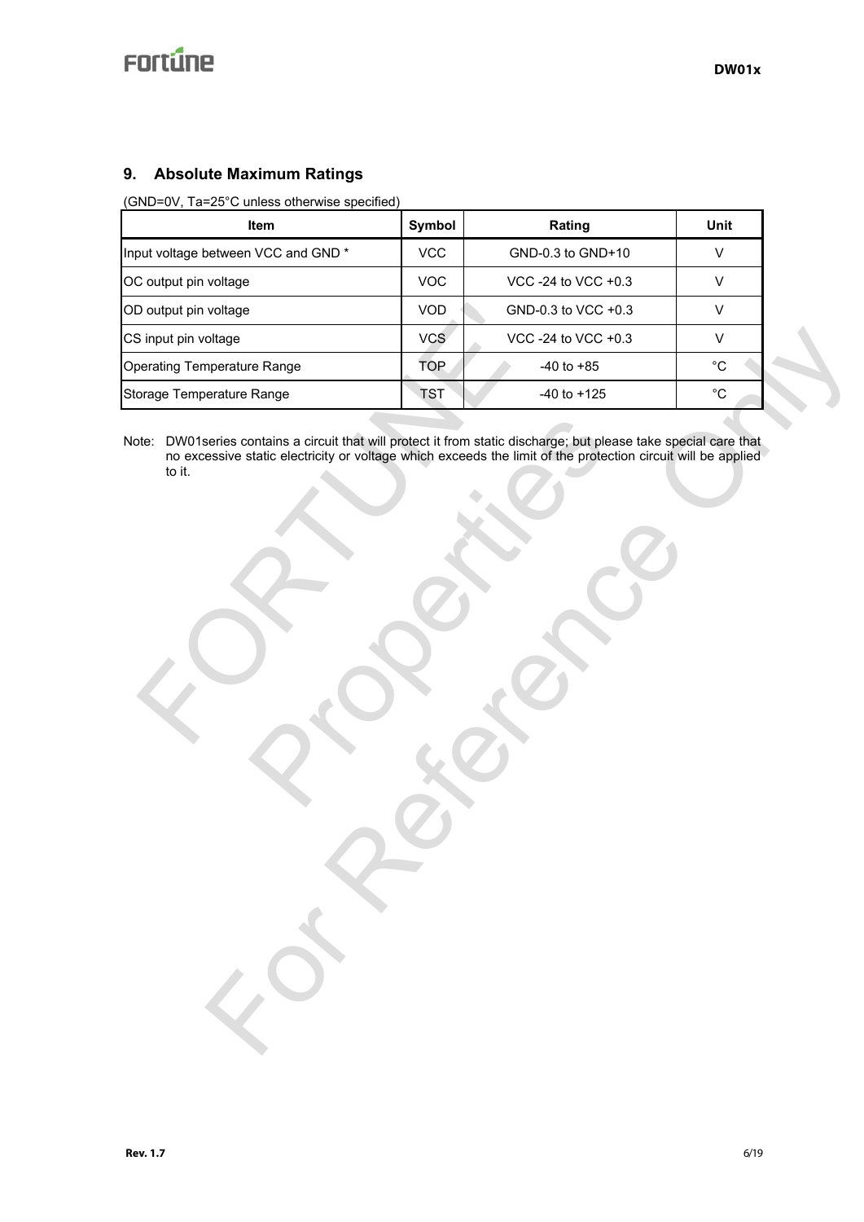## 9. Absolute Maximum Ratings

(GND=0V, Ta=25°C unless otherwise specified)

| Item | Symbol | Rating | Unit |
|---|---|---|---|
| Input voltage between VCC and GND * | VCC | GND-0.3 to GND+10 | V |
| OC output pin voltage | VOC | VCC -24 to VCC +0.3 | V |
| OD output pin voltage | VOD | GND-0.3 to VCC +0.3 | V |
| CS input pin voltage | VCS | VCC -24 to VCC +0.3 | V |
| Operating Temperature Range | TOP | -40 to +85 | °C |
| Storage Temperature Range | TST | -40 to +125 | °C |

Note: DW01series contains a circuit that will protect it from static discharge; but please take special care that no excessive static electricity or voltage which exceeds the limit of the protection circuit will be applied to it.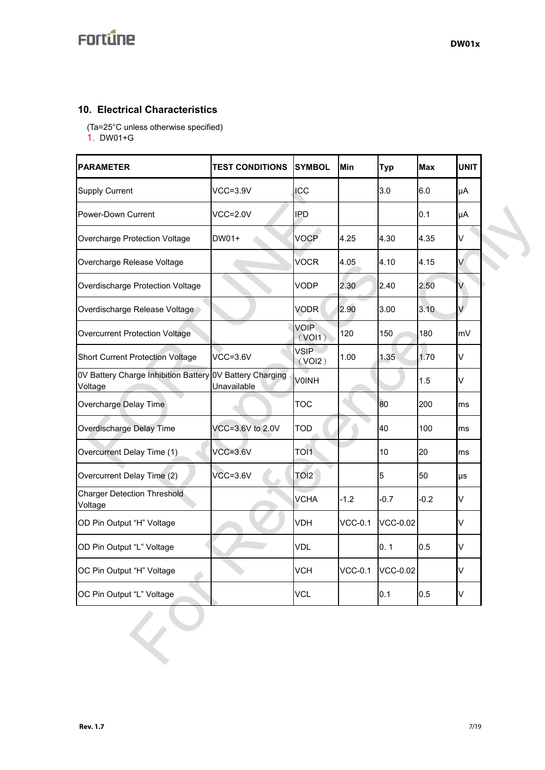## 10. Electrical Characteristics

(Ta=25°C unless otherwise specified)

1. DW01+G

| PARAMETER | TEST CONDITIONS | SYMBOL | Min | Typ | Max | UNIT |
|---|---|---|---|---|---|---|
| Supply Current | VCC=3.9V | ICC | | 3.0 | 6.0 | μA |
| Power-Down Current | VCC=2.0V | IPD | | | 0.1 | μA |
| Overcharge Protection Voltage | DW01+ | VOCP | 4.25 | 4.30 | 4.35 | V |
| Overcharge Release Voltage | | VOCR | 4.05 | 4.10 | 4.15 | V |
| Overdischarge Protection Voltage | | VODP | 2.30 | 2.40 | 2.50 | V |
| Overdischarge Release Voltage | | VODR | 2.90 | 3.00 | 3.10 | V |
| Overcurrent Protection Voltage | | VOIP（VOI1） | 120 | 150 | 180 | mV |
| Short Current Protection Voltage | VCC=3.6V | VSIP（VOI2） | 1.00 | 1.35 | 1.70 | V |
| 0V Battery Charge Inhibition Battery Voltage | 0V Battery Charging Unavailable | V0INH | | | 1.5 | V |
| Overcharge Delay Time | | TOC | | 80 | 200 | ms |
| Overdischarge Delay Time | VCC=3.6V to 2.0V | TOD | | 40 | 100 | ms |
| Overcurrent Delay Time (1) | VCC=3.6V | TOI1 | | 10 | 20 | ms |
| Overcurrent Delay Time (2) | VCC=3.6V | TOI2 | | 5 | 50 | μs |
| Charger Detection Threshold Voltage | | VCHA | -1.2 | -0.7 | -0.2 | V |
| OD Pin Output "H" Voltage | | VDH | VCC-0.1 | VCC-0.02 | | V |
| OD Pin Output "L" Voltage | | VDL | | 0. 1 | 0.5 | V |
| OC Pin Output "H" Voltage | | VCH | VCC-0.1 | VCC-0.02 | | V |
| OC Pin Output "L" Voltage | | VCL | | 0.1 | 0.5 | V |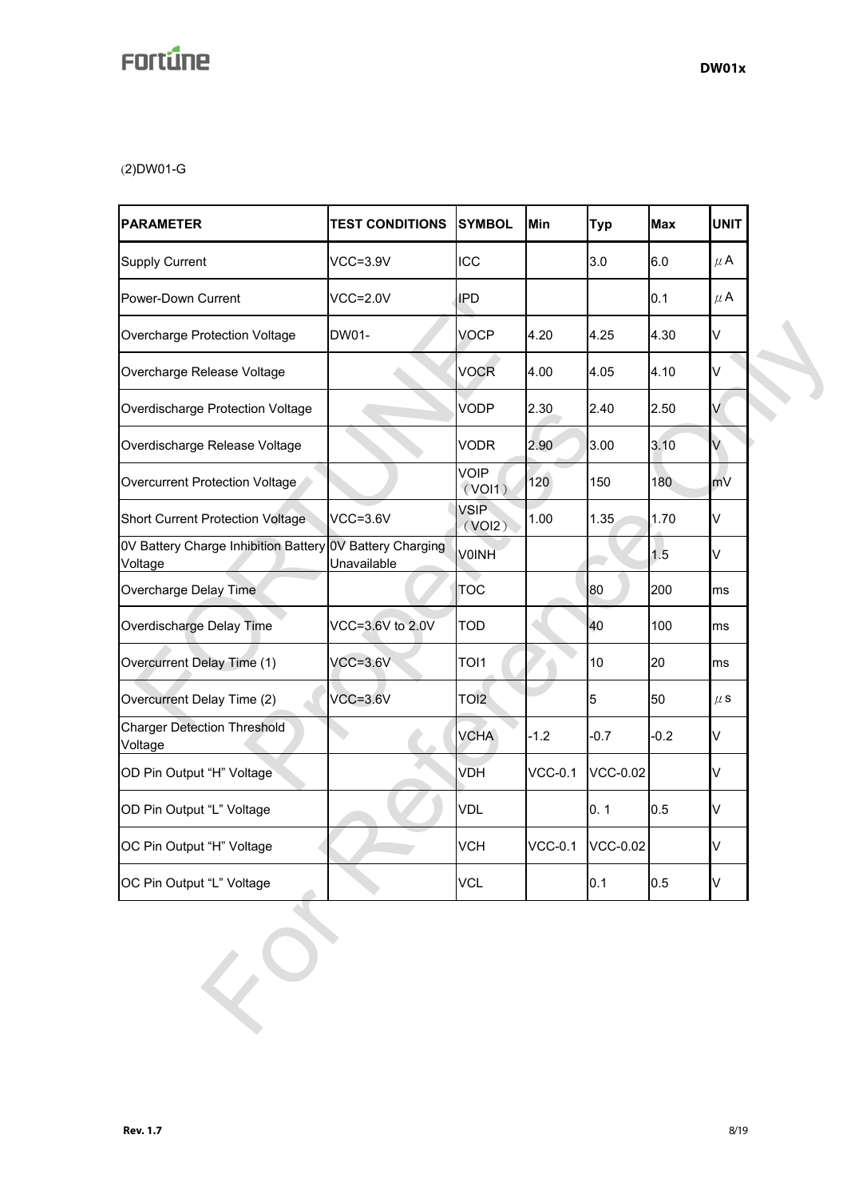(2)DW01-G

| PARAMETER | TEST CONDITIONS | SYMBOL | Min | Typ | Max | UNIT |
|---|---|---|---|---|---|---|
| Supply Current | VCC=3.9V | ICC | | 3.0 | 6.0 | μA |
| Power-Down Current | VCC=2.0V | IPD | | | 0.1 | μA |
| Overcharge Protection Voltage | DW01- | VOCP | 4.20 | 4.25 | 4.30 | V |
| Overcharge Release Voltage | | VOCR | 4.00 | 4.05 | 4.10 | V |
| Overdischarge Protection Voltage | | VODP | 2.30 | 2.40 | 2.50 | V |
| Overdischarge Release Voltage | | VODR | 2.90 | 3.00 | 3.10 | V |
| Overcurrent Protection Voltage | | VOIP （VOI1） | 120 | 150 | 180 | mV |
| Short Current Protection Voltage | VCC=3.6V | VSIP （VOI2） | 1.00 | 1.35 | 1.70 | V |
| 0V Battery Charge Inhibition Battery Voltage | 0V Battery Charging Unavailable | V0INH | | | 1.5 | V |
| Overcharge Delay Time | | TOC | | 80 | 200 | ms |
| Overdischarge Delay Time | VCC=3.6V to 2.0V | TOD | | 40 | 100 | ms |
| Overcurrent Delay Time (1) | VCC=3.6V | TOI1 | | 10 | 20 | ms |
| Overcurrent Delay Time (2) | VCC=3.6V | TOI2 | | 5 | 50 | μs |
| Charger Detection Threshold Voltage | | VCHA | -1.2 | -0.7 | -0.2 | V |
| OD Pin Output “H” Voltage | | VDH | VCC-0.1 | VCC-0.02 | | V |
| OD Pin Output “L” Voltage | | VDL | | 0. 1 | 0.5 | V |
| OC Pin Output “H” Voltage | | VCH | VCC-0.1 | VCC-0.02 | | V |
| OC Pin Output “L” Voltage | | VCL | | 0.1 | 0.5 | V |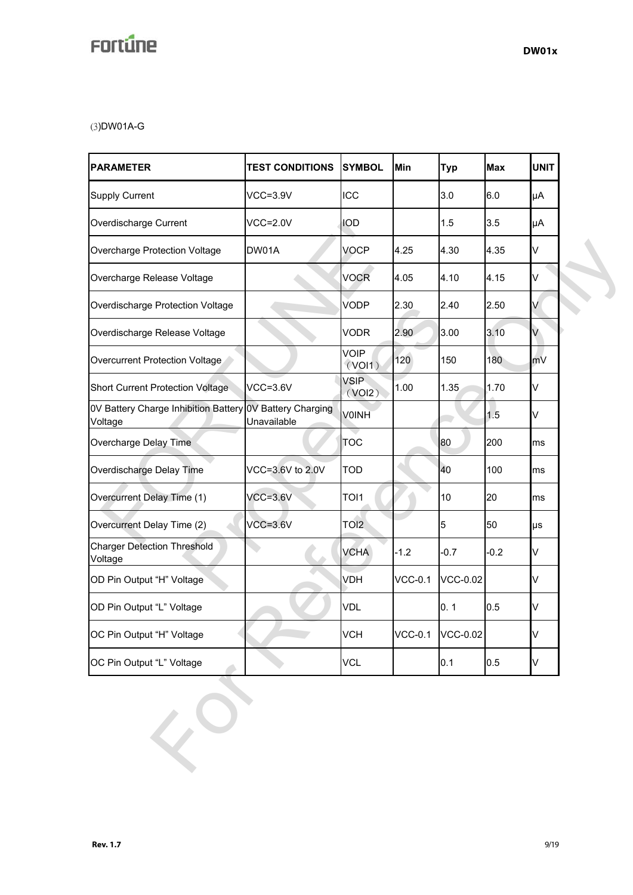(3)DW01A-G

| PARAMETER | TEST CONDITIONS | SYMBOL | Min | Typ | Max | UNIT |
|---|---|---|---|---|---|---|
| Supply Current | VCC=3.9V | ICC | | 3.0 | 6.0 | μA |
| Overdischarge Current | VCC=2.0V | IOD | | 1.5 | 3.5 | μA |
| Overcharge Protection Voltage | DW01A | VOCP | 4.25 | 4.30 | 4.35 | V |
| Overcharge Release Voltage | | VOCR | 4.05 | 4.10 | 4.15 | V |
| Overdischarge Protection Voltage | | VODP | 2.30 | 2.40 | 2.50 | V |
| Overdischarge Release Voltage | | VODR | 2.90 | 3.00 | 3.10 | V |
| Overcurrent Protection Voltage | | VOIP（VOI1） | 120 | 150 | 180 | mV |
| Short Current Protection Voltage | VCC=3.6V | VSIP（VOI2） | 1.00 | 1.35 | 1.70 | V |
| 0V Battery Charge Inhibition Battery Voltage | 0V Battery Charging Unavailable | V0INH | | | 1.5 | V |
| Overcharge Delay Time | | TOC | | 80 | 200 | ms |
| Overdischarge Delay Time | VCC=3.6V to 2.0V | TOD | | 40 | 100 | ms |
| Overcurrent Delay Time (1) | VCC=3.6V | TOI1 | | 10 | 20 | ms |
| Overcurrent Delay Time (2) | VCC=3.6V | TOI2 | | 5 | 50 | μs |
| Charger Detection Threshold Voltage | | VCHA | -1.2 | -0.7 | -0.2 | V |
| OD Pin Output “H” Voltage | | VDH | VCC-0.1 | VCC-0.02 | | V |
| OD Pin Output “L” Voltage | | VDL | | 0. 1 | 0.5 | V |
| OC Pin Output “H” Voltage | | VCH | VCC-0.1 | VCC-0.02 | | V |
| OC Pin Output “L” Voltage | | VCL | | 0.1 | 0.5 | V |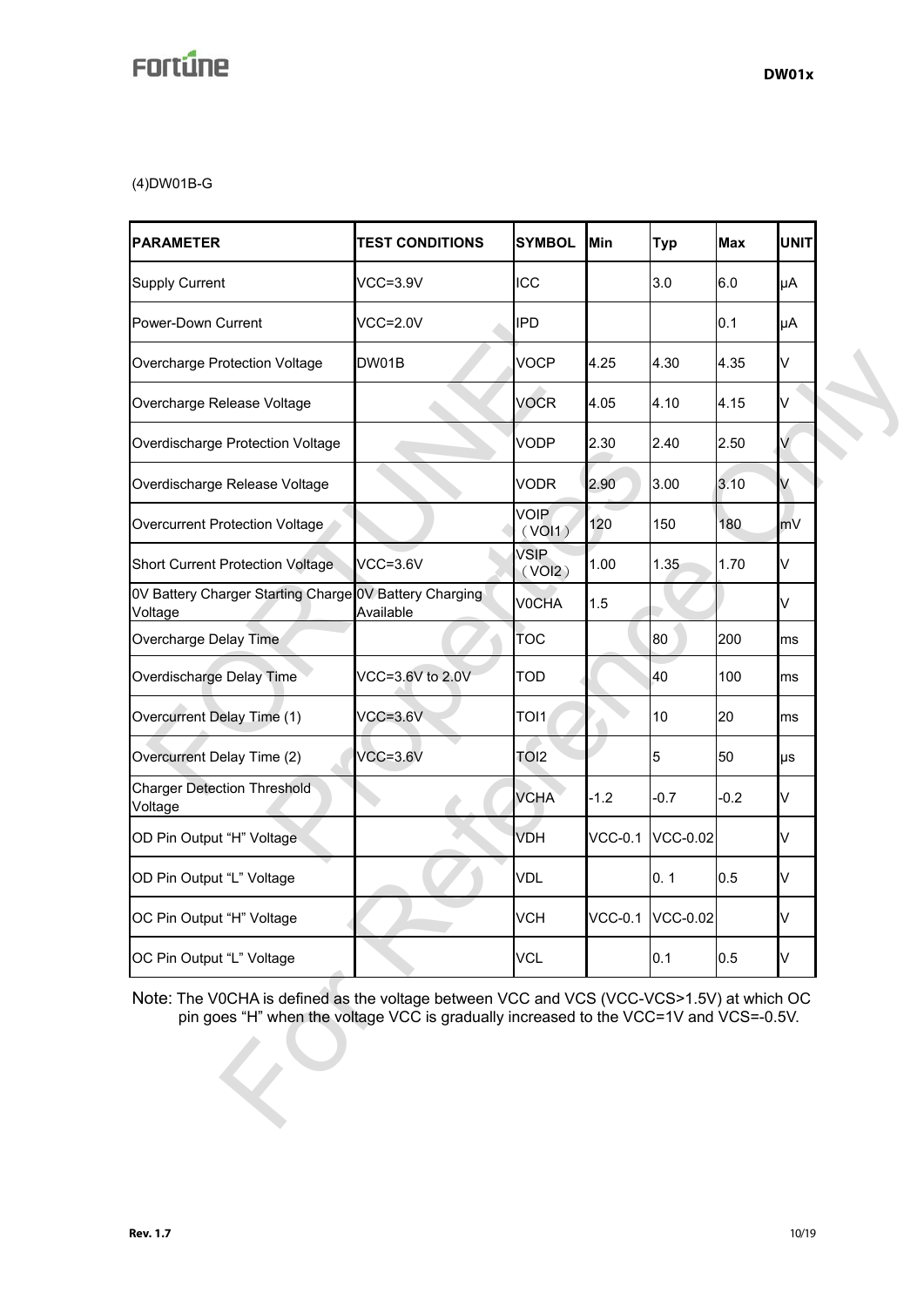(4)DW01B-G

| PARAMETER | TEST CONDITIONS | SYMBOL | Min | Typ | Max | UNIT |
|---|---|---|---|---|---|---|
| Supply Current | VCC=3.9V | ICC | | 3.0 | 6.0 | μA |
| Power-Down Current | VCC=2.0V | IPD | | | 0.1 | μA |
| Overcharge Protection Voltage | DW01B | VOCP | 4.25 | 4.30 | 4.35 | V |
| Overcharge Release Voltage | | VOCR | 4.05 | 4.10 | 4.15 | V |
| Overdischarge Protection Voltage | | VODP | 2.30 | 2.40 | 2.50 | V |
| Overdischarge Release Voltage | | VODR | 2.90 | 3.00 | 3.10 | V |
| Overcurrent Protection Voltage | | VOIP（VOI1） | 120 | 150 | 180 | mV |
| Short Current Protection Voltage | VCC=3.6V | VSIP（VOI2） | 1.00 | 1.35 | 1.70 | V |
| 0V Battery Charger Starting Charge Voltage | 0V Battery Charging Available | V0CHA | 1.5 | | | V |
| Overcharge Delay Time | | TOC | | 80 | 200 | ms |
| Overdischarge Delay Time | VCC=3.6V to 2.0V | TOD | | 40 | 100 | ms |
| Overcurrent Delay Time (1) | VCC=3.6V | TOI1 | | 10 | 20 | ms |
| Overcurrent Delay Time (2) | VCC=3.6V | TOI2 | | 5 | 50 | μs |
| Charger Detection Threshold Voltage | | VCHA | -1.2 | -0.7 | -0.2 | V |
| OD Pin Output "H" Voltage | | VDH | VCC-0.1 | VCC-0.02 | | V |
| OD Pin Output "L" Voltage | | VDL | | 0. 1 | 0.5 | V |
| OC Pin Output "H" Voltage | | VCH | VCC-0.1 | VCC-0.02 | | V |
| OC Pin Output "L" Voltage | | VCL | | 0.1 | 0.5 | V |

Note: The V0CHA is defined as the voltage between VCC and VCS (VCC-VCS>1.5V) at which OC pin goes "H" when the voltage VCC is gradually increased to the VCC=1V and VCS=-0.5V.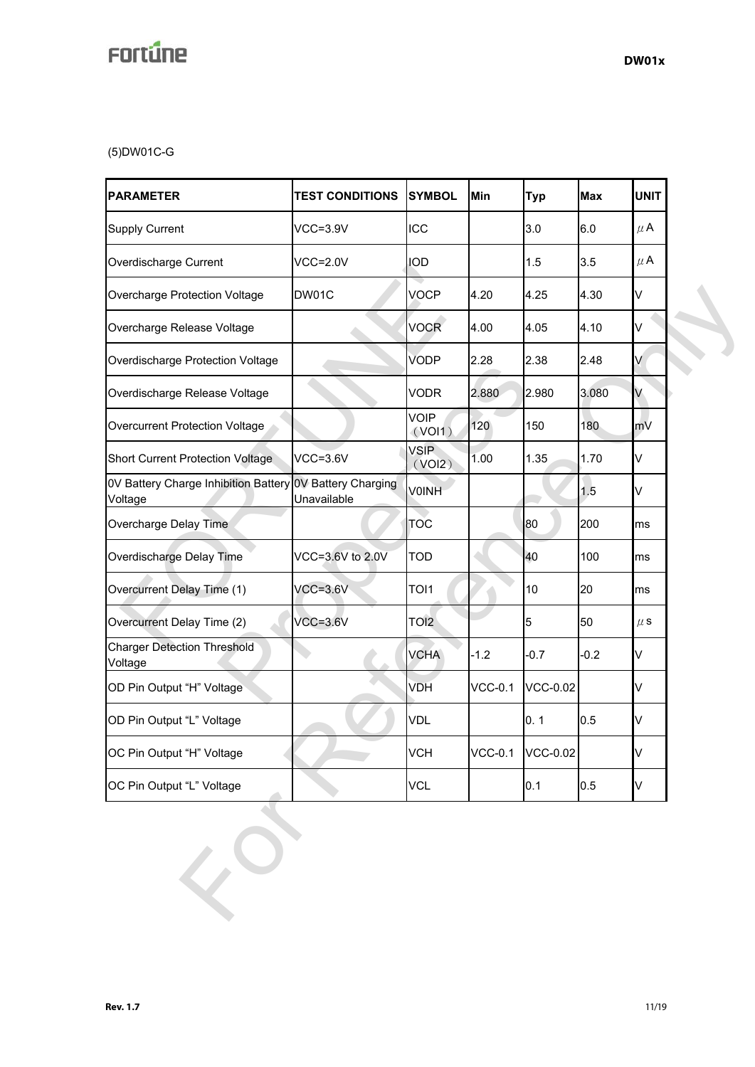(5)DW01C-G

| PARAMETER | TEST CONDITIONS | SYMBOL | Min | Typ | Max | UNIT |
|---|---|---|---|---|---|---|
| Supply Current | VCC=3.9V | ICC | | 3.0 | 6.0 | μA |
| Overdischarge Current | VCC=2.0V | IOD | | 1.5 | 3.5 | μA |
| Overcharge Protection Voltage | DW01C | VOCP | 4.20 | 4.25 | 4.30 | V |
| Overcharge Release Voltage | | VOCR | 4.00 | 4.05 | 4.10 | V |
| Overdischarge Protection Voltage | | VODP | 2.28 | 2.38 | 2.48 | V |
| Overdischarge Release Voltage | | VODR | 2.880 | 2.980 | 3.080 | V |
| Overcurrent Protection Voltage | | VOIP（VOI1） | 120 | 150 | 180 | mV |
| Short Current Protection Voltage | VCC=3.6V | VSIP（VOI2） | 1.00 | 1.35 | 1.70 | V |
| 0V Battery Charge Inhibition Battery Voltage | 0V Battery Charging Unavailable | V0INH | | | 1.5 | V |
| Overcharge Delay Time | | TOC | | 80 | 200 | ms |
| Overdischarge Delay Time | VCC=3.6V to 2.0V | TOD | | 40 | 100 | ms |
| Overcurrent Delay Time (1) | VCC=3.6V | TOI1 | | 10 | 20 | ms |
| Overcurrent Delay Time (2) | VCC=3.6V | TOI2 | | 5 | 50 | μs |
| Charger Detection Threshold Voltage | | VCHA | -1.2 | -0.7 | -0.2 | V |
| OD Pin Output "H" Voltage | | VDH | VCC-0.1 | VCC-0.02 | | V |
| OD Pin Output "L" Voltage | | VDL | | 0. 1 | 0.5 | V |
| OC Pin Output "H" Voltage | | VCH | VCC-0.1 | VCC-0.02 | | V |
| OC Pin Output "L" Voltage | | VCL | | 0.1 | 0.5 | V |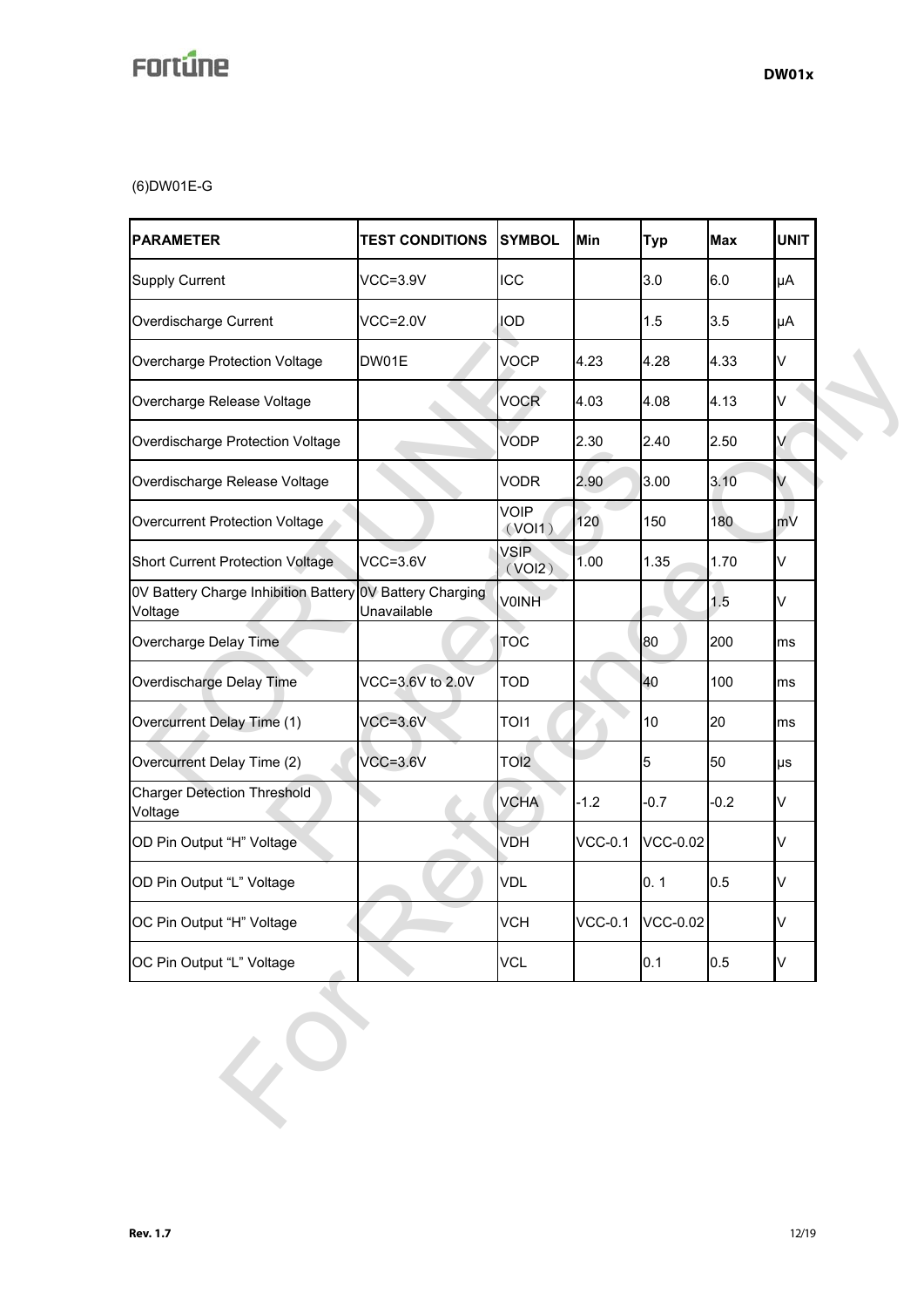(6)DW01E-G

| PARAMETER | TEST CONDITIONS | SYMBOL | Min | Typ | Max | UNIT |
|---|---|---|---|---|---|---|
| Supply Current | VCC=3.9V | ICC | | 3.0 | 6.0 | μA |
| Overdischarge Current | VCC=2.0V | IOD | | 1.5 | 3.5 | μA |
| Overcharge Protection Voltage | DW01E | VOCP | 4.23 | 4.28 | 4.33 | V |
| Overcharge Release Voltage | | VOCR | 4.03 | 4.08 | 4.13 | V |
| Overdischarge Protection Voltage | | VODP | 2.30 | 2.40 | 2.50 | V |
| Overdischarge Release Voltage | | VODR | 2.90 | 3.00 | 3.10 | V |
| Overcurrent Protection Voltage | | VOIP（VOI1） | 120 | 150 | 180 | mV |
| Short Current Protection Voltage | VCC=3.6V | VSIP（VOI2） | 1.00 | 1.35 | 1.70 | V |
| 0V Battery Charge Inhibition Battery Voltage | 0V Battery Charging Unavailable | V0INH | | | 1.5 | V |
| Overcharge Delay Time | | TOC | | 80 | 200 | ms |
| Overdischarge Delay Time | VCC=3.6V to 2.0V | TOD | | 40 | 100 | ms |
| Overcurrent Delay Time (1) | VCC=3.6V | TOI1 | | 10 | 20 | ms |
| Overcurrent Delay Time (2) | VCC=3.6V | TOI2 | | 5 | 50 | μs |
| Charger Detection Threshold Voltage | | VCHA | -1.2 | -0.7 | -0.2 | V |
| OD Pin Output “H” Voltage | | VDH | VCC-0.1 | VCC-0.02 | | V |
| OD Pin Output “L” Voltage | | VDL | | 0. 1 | 0.5 | V |
| OC Pin Output “H” Voltage | | VCH | VCC-0.1 | VCC-0.02 | | V |
| OC Pin Output “L” Voltage | | VCL | | 0.1 | 0.5 | V |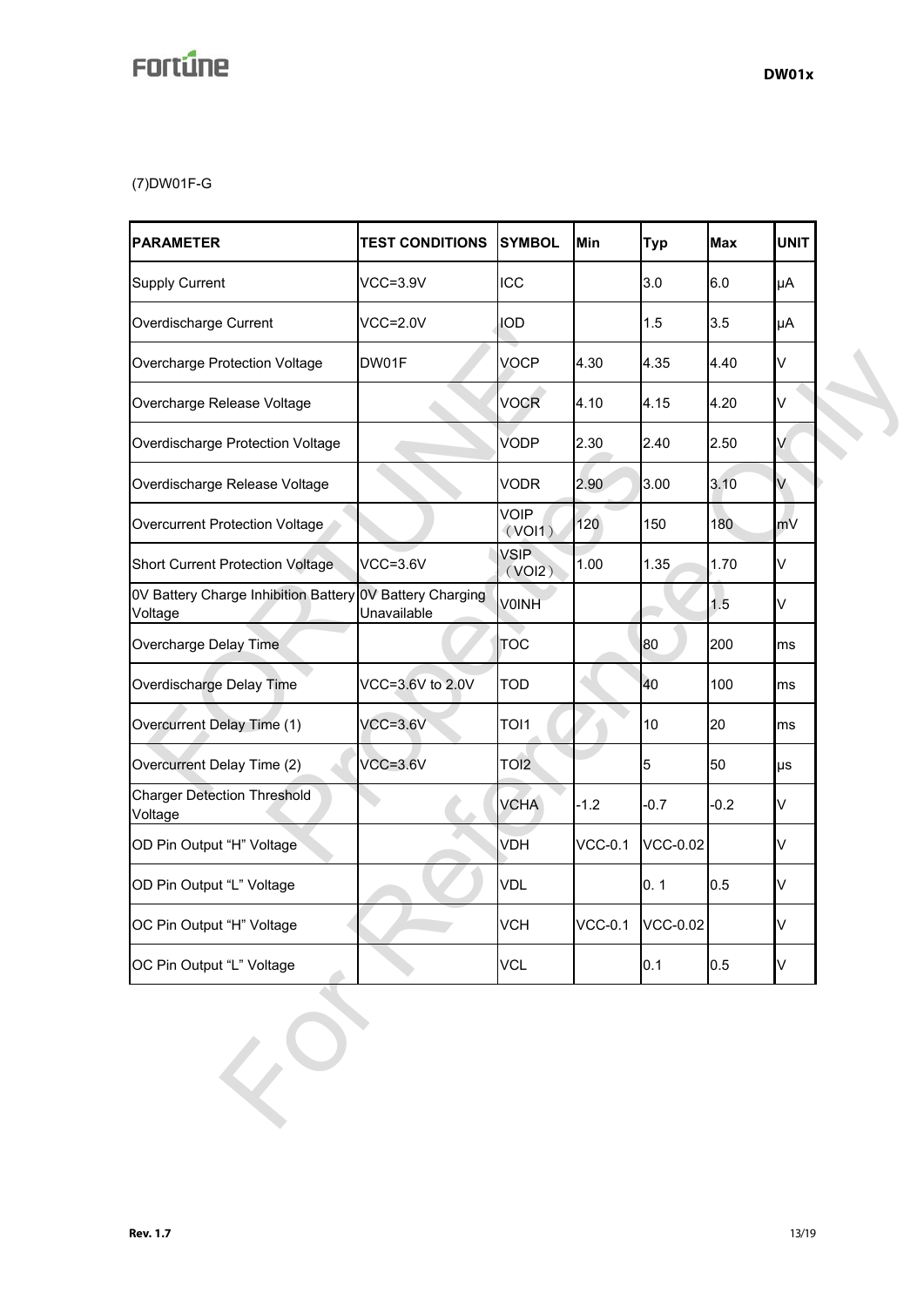(7)DW01F-G

| PARAMETER | TEST CONDITIONS | SYMBOL | Min | Typ | Max | UNIT |
|---|---|---|---|---|---|---|
| Supply Current | VCC=3.9V | ICC | | 3.0 | 6.0 | μA |
| Overdischarge Current | VCC=2.0V | IOD | | 1.5 | 3.5 | μA |
| Overcharge Protection Voltage | DW01F | VOCP | 4.30 | 4.35 | 4.40 | V |
| Overcharge Release Voltage | | VOCR | 4.10 | 4.15 | 4.20 | V |
| Overdischarge Protection Voltage | | VODP | 2.30 | 2.40 | 2.50 | V |
| Overdischarge Release Voltage | | VODR | 2.90 | 3.00 | 3.10 | V |
| Overcurrent Protection Voltage | | VOIP（VOI1） | 120 | 150 | 180 | mV |
| Short Current Protection Voltage | VCC=3.6V | VSIP（VOI2） | 1.00 | 1.35 | 1.70 | V |
| 0V Battery Charge Inhibition Battery Voltage | 0V Battery Charging Unavailable | V0INH | | | 1.5 | V |
| Overcharge Delay Time | | TOC | | 80 | 200 | ms |
| Overdischarge Delay Time | VCC=3.6V to 2.0V | TOD | | 40 | 100 | ms |
| Overcurrent Delay Time (1) | VCC=3.6V | TOI1 | | 10 | 20 | ms |
| Overcurrent Delay Time (2) | VCC=3.6V | TOI2 | | 5 | 50 | μs |
| Charger Detection Threshold Voltage | | VCHA | -1.2 | -0.7 | -0.2 | V |
| OD Pin Output “H” Voltage | | VDH | VCC-0.1 | VCC-0.02 | | V |
| OD Pin Output “L” Voltage | | VDL | | 0. 1 | 0.5 | V |
| OC Pin Output “H” Voltage | | VCH | VCC-0.1 | VCC-0.02 | | V |
| OC Pin Output “L” Voltage | | VCL | | 0.1 | 0.5 | V |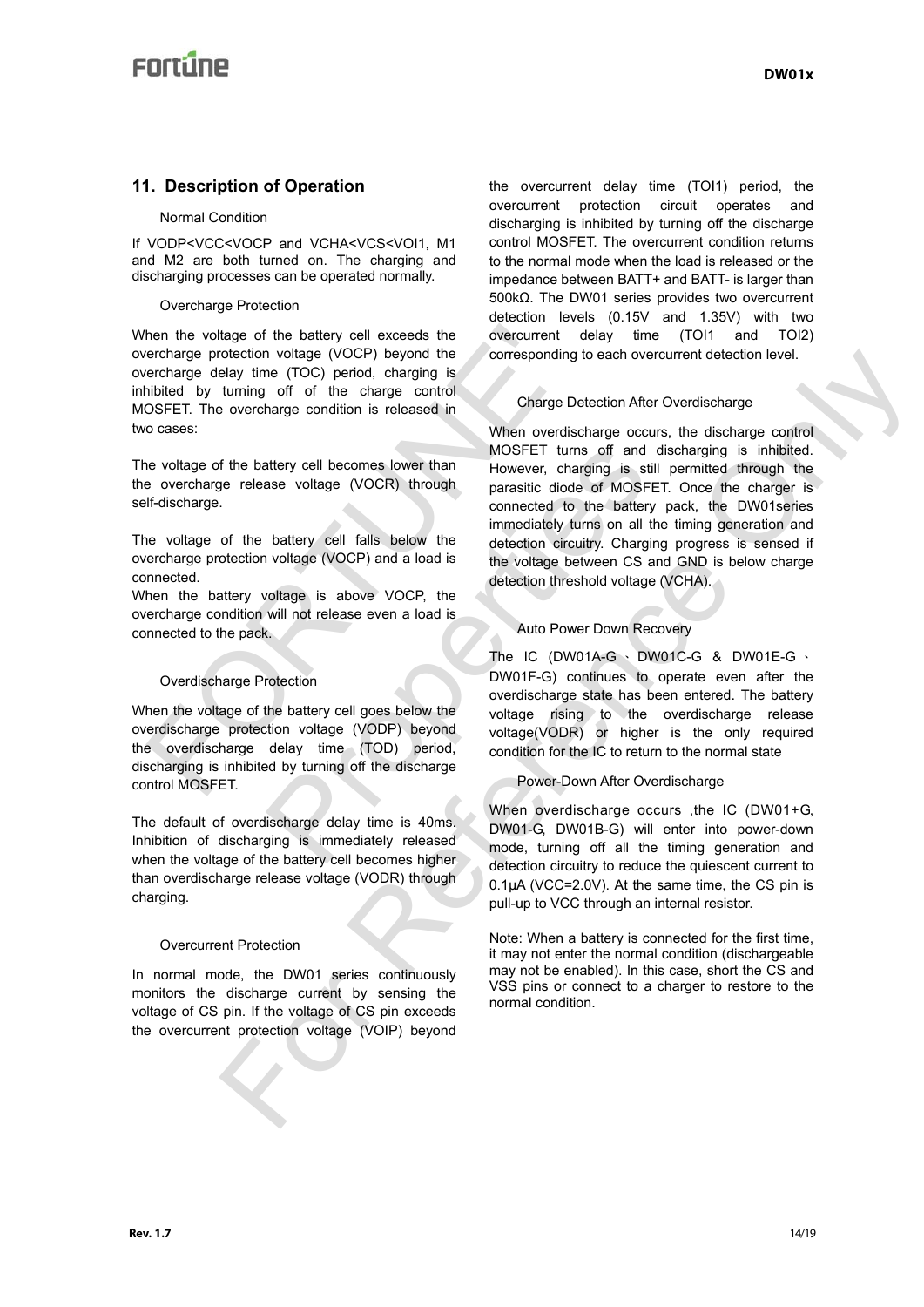## 11. Description of Operation

### Normal Condition

If VODP<VCC<VOCP and VCHA<VCS<VOI1, M1 and M2 are both turned on. The charging and discharging processes can be operated normally.

### Overcharge Protection

When the voltage of the battery cell exceeds the overcharge protection voltage (VOCP) beyond the overcharge delay time (TOC) period, charging is inhibited by turning off of the charge control MOSFET. The overcharge condition is released in two cases:

The voltage of the battery cell becomes lower than the overcharge release voltage (VOCR) through self-discharge.

The voltage of the battery cell falls below the overcharge protection voltage (VOCP) and a load is connected.

When the battery voltage is above VOCP, the overcharge condition will not release even a load is connected to the pack.

### Overdischarge Protection

When the voltage of the battery cell goes below the overdischarge protection voltage (VODP) beyond the overdischarge delay time (TOD) period, discharging is inhibited by turning off the discharge control MOSFET.

The default of overdischarge delay time is 40ms. Inhibition of discharging is immediately released when the voltage of the battery cell becomes higher than overdischarge release voltage (VODR) through charging.

### Overcurrent Protection

In normal mode, the DW01 series continuously monitors the discharge current by sensing the voltage of CS pin. If the voltage of CS pin exceeds the overcurrent protection voltage (VOIP) beyond the overcurrent delay time (TOI1) period, the overcurrent protection circuit operates and discharging is inhibited by turning off the discharge control MOSFET. The overcurrent condition returns to the normal mode when the load is released or the impedance between BATT+ and BATT- is larger than 500kΩ. The DW01 series provides two overcurrent detection levels (0.15V and 1.35V) with two overcurrent delay time (TOI1 and TOI2) corresponding to each overcurrent detection level.

### Charge Detection After Overdischarge

When overdischarge occurs, the discharge control MOSFET turns off and discharging is inhibited. However, charging is still permitted through the parasitic diode of MOSFET. Once the charger is connected to the battery pack, the DW01series immediately turns on all the timing generation and detection circuitry. Charging progress is sensed if the voltage between CS and GND is below charge detection threshold voltage (VCHA).

### Auto Power Down Recovery

The IC (DW01A-G、DW01C-G & DW01E-G、DW01F-G) continues to operate even after the overdischarge state has been entered. The battery voltage rising to the overdischarge release voltage(VODR) or higher is the only required condition for the IC to return to the normal state

### Power-Down After Overdischarge

When overdischarge occurs ,the IC (DW01+G, DW01-G, DW01B-G) will enter into power-down mode, turning off all the timing generation and detection circuitry to reduce the quiescent current to 0.1μA (VCC=2.0V). At the same time, the CS pin is pull-up to VCC through an internal resistor.

Note: When a battery is connected for the first time, it may not enter the normal condition (dischargeable may not be enabled). In this case, short the CS and VSS pins or connect to a charger to restore to the normal condition.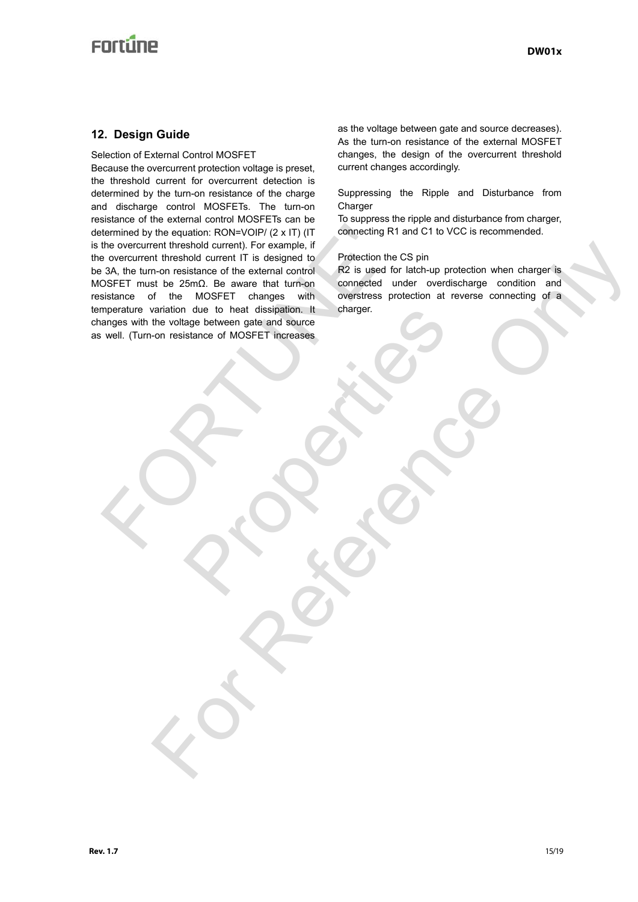## 12. Design Guide

Selection of External Control MOSFET

Because the overcurrent protection voltage is preset, the threshold current for overcurrent detection is determined by the turn-on resistance of the charge and discharge control MOSFETs. The turn-on resistance of the external control MOSFETs can be determined by the equation: RON=VOIP/ (2 x IT) (IT is the overcurrent threshold current). For example, if the overcurrent threshold current IT is designed to be 3A, the turn-on resistance of the external control MOSFET must be 25mΩ. Be aware that turn-on resistance of the MOSFET changes with temperature variation due to heat dissipation. It changes with the voltage between gate and source as well. (Turn-on resistance of MOSFET increases as the voltage between gate and source decreases). As the turn-on resistance of the external MOSFET changes, the design of the overcurrent threshold current changes accordingly.

Suppressing the Ripple and Disturbance from Charger

To suppress the ripple and disturbance from charger, connecting R1 and C1 to VCC is recommended.

Protection the CS pin

R2 is used for latch-up protection when charger is connected under overdischarge condition and overstress protection at reverse connecting of a charger.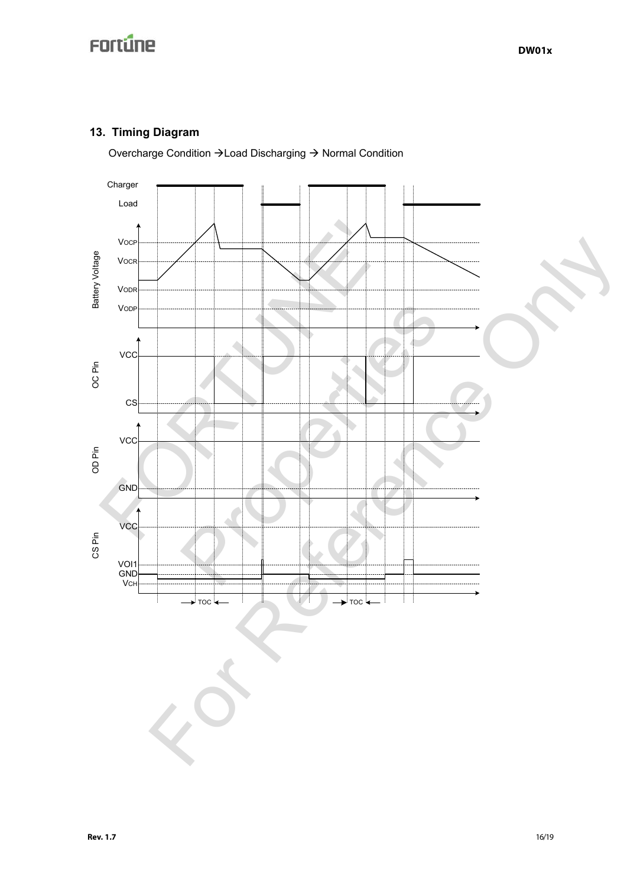## 13. Timing Diagram

Overcharge Condition → Load Discharging → Normal Condition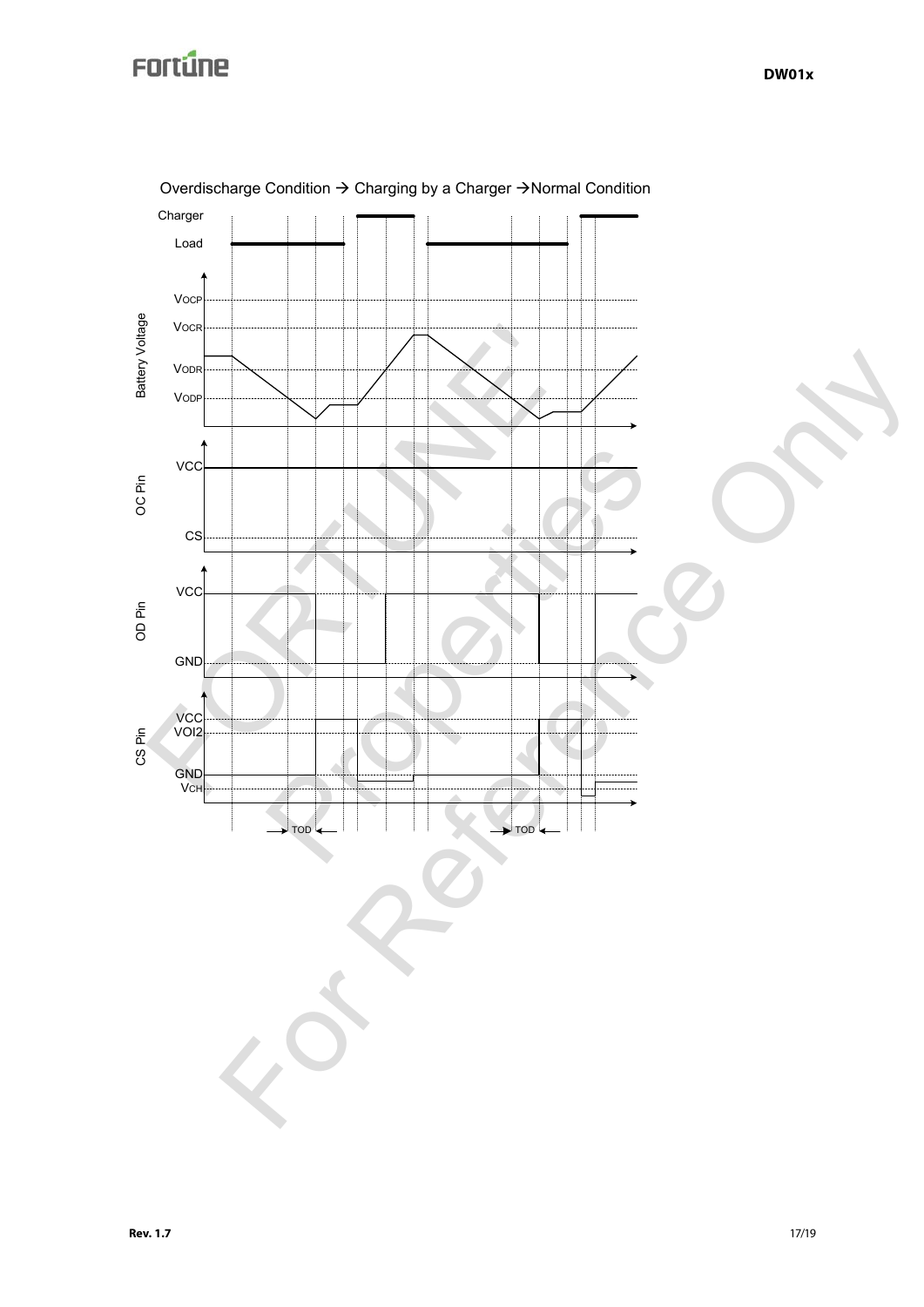Overdischarge Condition → Charging by a Charger →Normal Condition

Charger

Load

Battery Voltage

$V_{OCP}$

$V_{OCR}$

$V_{ODR}$

$V_{ODP}$

OC Pin

VCC

CS

OD Pin

VCC

GND

CS Pin

VCC

VOI2

GND

$V_{CH}$

TOD

TOD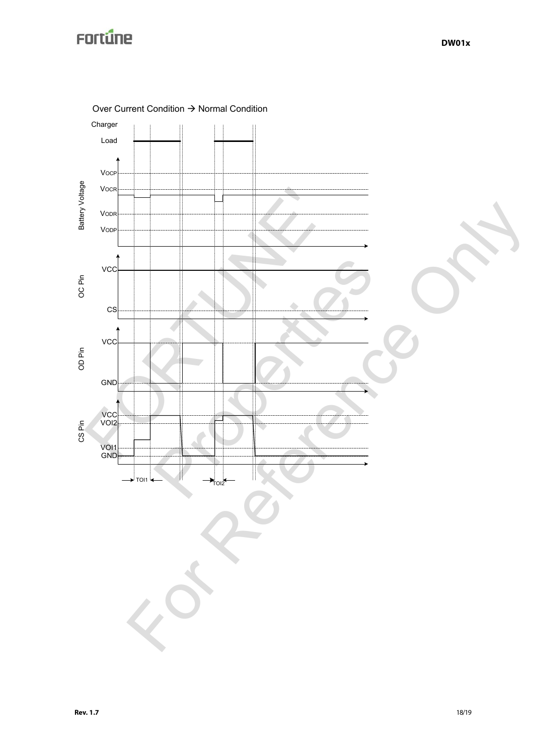Over Current Condition → Normal Condition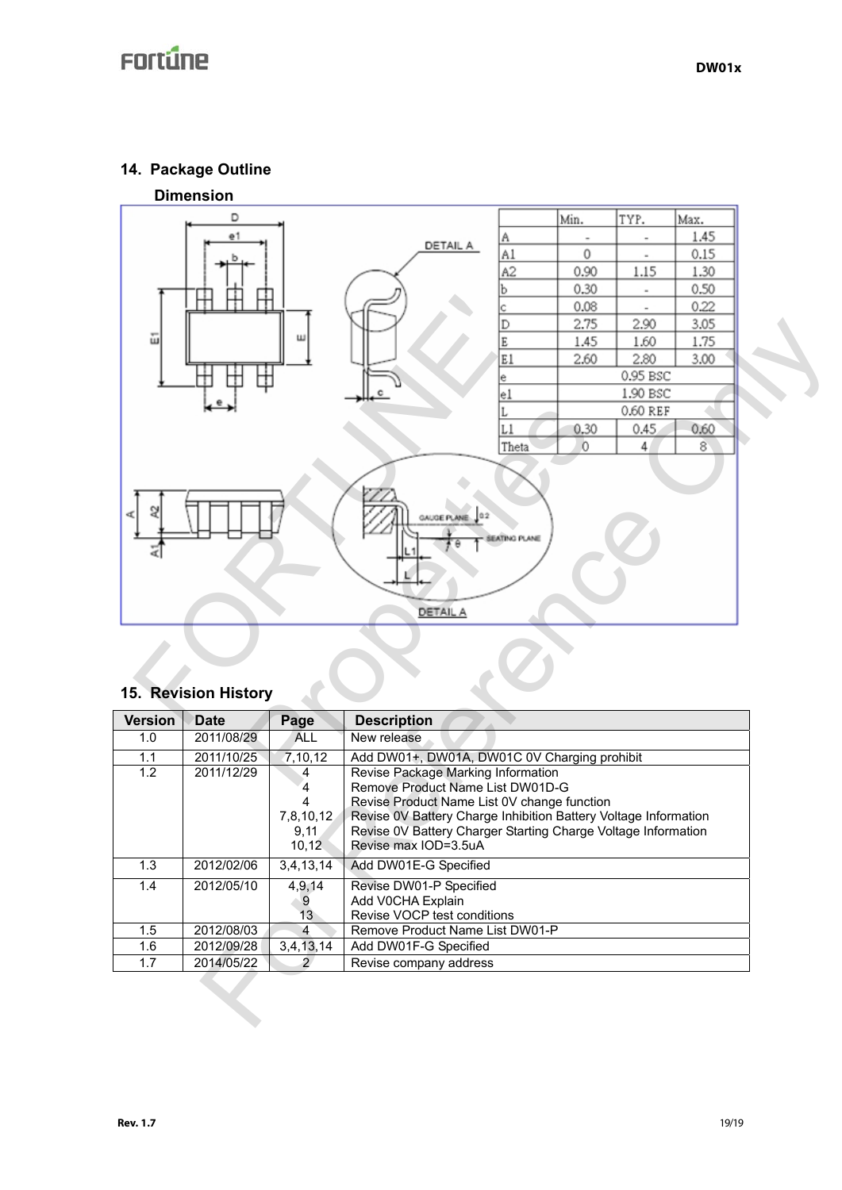## 14. Package Outline

### Dimension

|  | Min. | TYP. | Max. |
|---|---|---|---|
| A | - | - | 1.45 |
| A1 | 0 | - | 0.15 |
| A2 | 0.90 | 1.15 | 1.30 |
| b | 0.30 | - | 0.50 |
| c | 0.08 | - | 0.22 |
| D | 2.75 | 2.90 | 3.05 |
| E | 1.45 | 1.60 | 1.75 |
| E1 | 2.60 | 2.80 | 3.00 |
| e | 0.95 BSC | | |
| e1 | 1.90 BSC | | |
| L | 0.60 REF | | |
| L1 | 0.30 | 0.45 | 0.60 |
| Theta | 0 | 4 | 8 |

D
e1
b
E1
E
e
DETAIL A
c
A
A2
A1
GAUGE PLANE
0.2
SEATING PLANE
θ
L1
L
DETAIL A

## 15. Revision History

| Version | Date | Page | Description |
|---|---|---|---|
| 1.0 | 2011/08/29 | ALL | New release |
| 1.1 | 2011/10/25 | 7,10,12 | Add DW01+, DW01A, DW01C 0V Charging prohibit |
| 1.2 | 2011/12/29 | 4<br>4<br>4<br>7,8,10,12<br>9,11<br>10,12 | Revise Package Marking Information<br>Remove Product Name List DW01D-G<br>Revise Product Name List 0V change function<br>Revise 0V Battery Charge Inhibition Battery Voltage Information<br>Revise 0V Battery Charger Starting Charge Voltage Information<br>Revise max IOD=3.5uA |
| 1.3 | 2012/02/06 | 3,4,13,14 | Add DW01E-G Specified |
| 1.4 | 2012/05/10 | 4,9,14<br>9<br>13 | Revise DW01-P Specified<br>Add V0CHA Explain<br>Revise VOCP test conditions |
| 1.5 | 2012/08/03 | 4 | Remove Product Name List DW01-P |
| 1.6 | 2012/09/28 | 3,4,13,14 | Add DW01F-G Specified |
| 1.7 | 2014/05/22 | 2 | Revise company address |